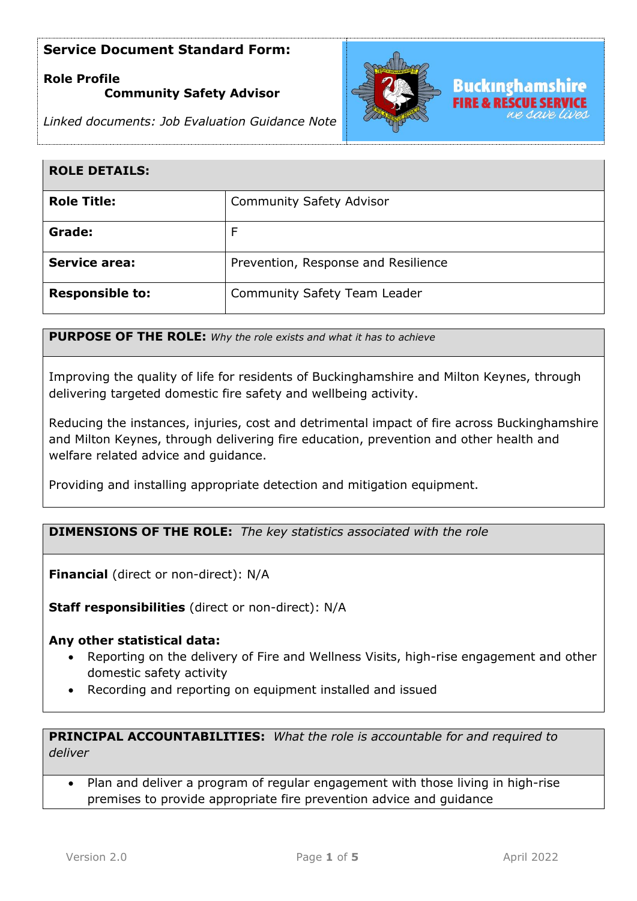**Service Document Standard Form:**

**Role Profile**
**Community Safety Advisor**

*Linked documents: Job Evaluation Guidance Note*

| **ROLE DETAILS:** | |
|---|---|
| **Role Title:** | Community Safety Advisor |
| **Grade:** | F |
| **Service area:** | Prevention, Response and Resilience |
| **Responsible to:** | Community Safety Team Leader |

**PURPOSE OF THE ROLE:** *Why the role exists and what it has to achieve*

Improving the quality of life for residents of Buckinghamshire and Milton Keynes, through delivering targeted domestic fire safety and wellbeing activity.

Reducing the instances, injuries, cost and detrimental impact of fire across Buckinghamshire and Milton Keynes, through delivering fire education, prevention and other health and welfare related advice and guidance.

Providing and installing appropriate detection and mitigation equipment.

**DIMENSIONS OF THE ROLE:** *The key statistics associated with the role*

**Financial** (direct or non-direct): N/A

**Staff responsibilities** (direct or non-direct): N/A

**Any other statistical data:**

- Reporting on the delivery of Fire and Wellness Visits, high-rise engagement and other domestic safety activity
- Recording and reporting on equipment installed and issued

**PRINCIPAL ACCOUNTABILITIES:** *What the role is accountable for and required to deliver*

- Plan and deliver a program of regular engagement with those living in high-rise premises to provide appropriate fire prevention advice and guidance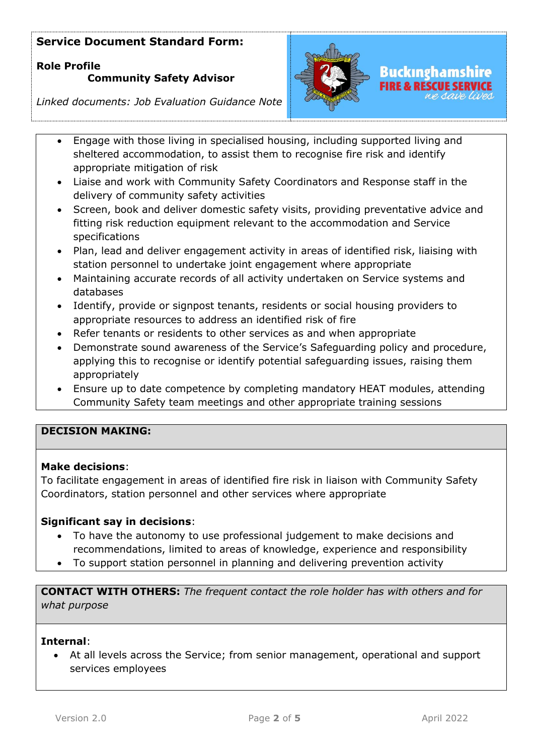- Engage with those living in specialised housing, including supported living and sheltered accommodation, to assist them to recognise fire risk and identify appropriate mitigation of risk
- Liaise and work with Community Safety Coordinators and Response staff in the delivery of community safety activities
- Screen, book and deliver domestic safety visits, providing preventative advice and fitting risk reduction equipment relevant to the accommodation and Service specifications
- Plan, lead and deliver engagement activity in areas of identified risk, liaising with station personnel to undertake joint engagement where appropriate
- Maintaining accurate records of all activity undertaken on Service systems and databases
- Identify, provide or signpost tenants, residents or social housing providers to appropriate resources to address an identified risk of fire
- Refer tenants or residents to other services as and when appropriate
- Demonstrate sound awareness of the Service's Safeguarding policy and procedure, applying this to recognise or identify potential safeguarding issues, raising them appropriately
- Ensure up to date competence by completing mandatory HEAT modules, attending Community Safety team meetings and other appropriate training sessions

## DECISION MAKING:

**Make decisions**:
To facilitate engagement in areas of identified fire risk in liaison with Community Safety Coordinators, station personnel and other services where appropriate

**Significant say in decisions**:
- To have the autonomy to use professional judgement to make decisions and recommendations, limited to areas of knowledge, experience and responsibility
- To support station personnel in planning and delivering prevention activity

## CONTACT WITH OTHERS: *The frequent contact the role holder has with others and for what purpose*

**Internal**:
- At all levels across the Service; from senior management, operational and support services employees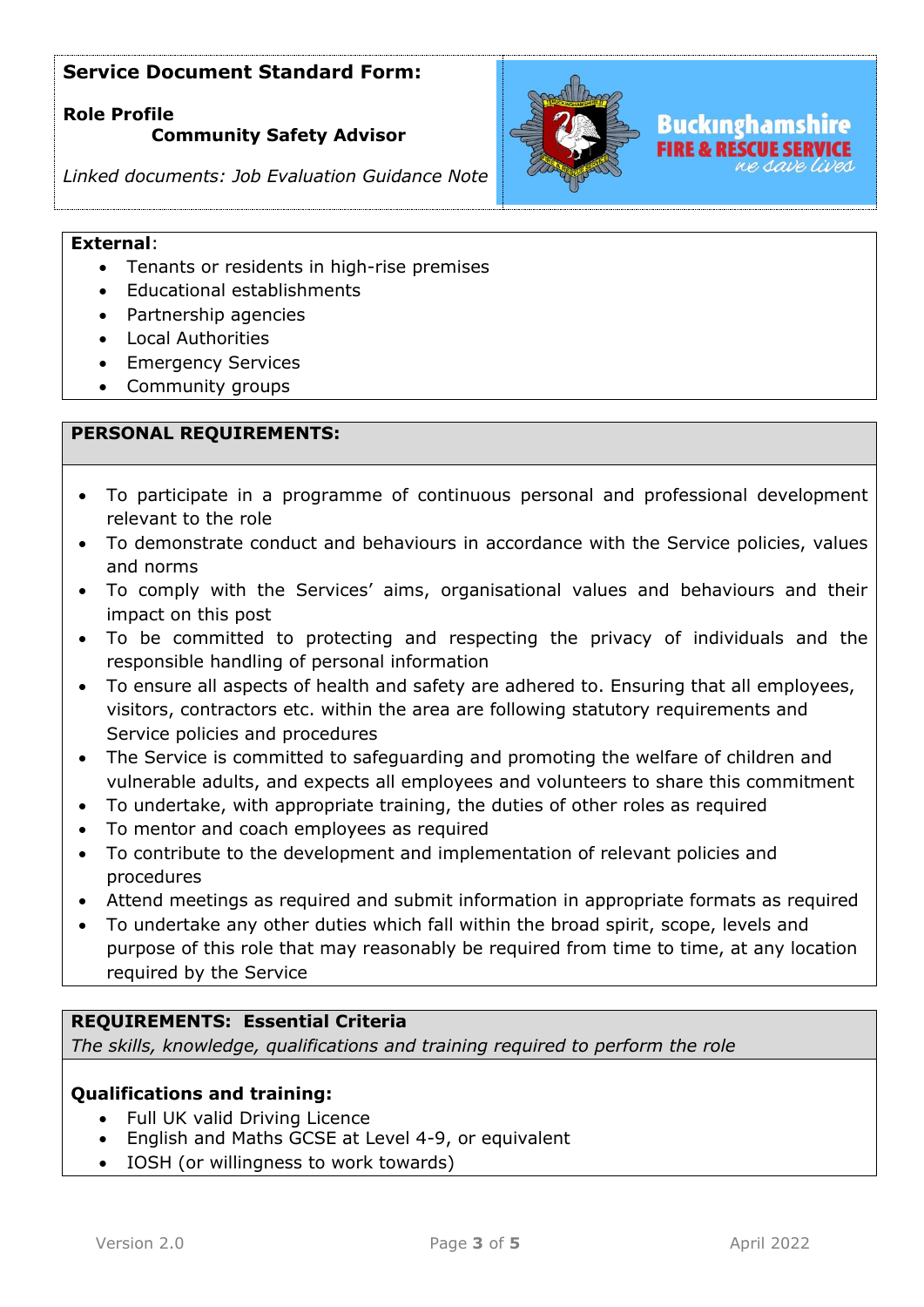**Service Document Standard Form:**

**Role Profile**
**Community Safety Advisor**

*Linked documents: Job Evaluation Guidance Note*

Buckinghamshire FIRE & RESCUE SERVICE *we save lives*

**External**:

- Tenants or residents in high-rise premises
- Educational establishments
- Partnership agencies
- Local Authorities
- Emergency Services
- Community groups

## PERSONAL REQUIREMENTS:

- To participate in a programme of continuous personal and professional development relevant to the role
- To demonstrate conduct and behaviours in accordance with the Service policies, values and norms
- To comply with the Services' aims, organisational values and behaviours and their impact on this post
- To be committed to protecting and respecting the privacy of individuals and the responsible handling of personal information
- To ensure all aspects of health and safety are adhered to. Ensuring that all employees, visitors, contractors etc. within the area are following statutory requirements and Service policies and procedures
- The Service is committed to safeguarding and promoting the welfare of children and vulnerable adults, and expects all employees and volunteers to share this commitment
- To undertake, with appropriate training, the duties of other roles as required
- To mentor and coach employees as required
- To contribute to the development and implementation of relevant policies and procedures
- Attend meetings as required and submit information in appropriate formats as required
- To undertake any other duties which fall within the broad spirit, scope, levels and purpose of this role that may reasonably be required from time to time, at any location required by the Service

## REQUIREMENTS: Essential Criteria

*The skills, knowledge, qualifications and training required to perform the role*

**Qualifications and training:**

- Full UK valid Driving Licence
- English and Maths GCSE at Level 4-9, or equivalent
- IOSH (or willingness to work towards)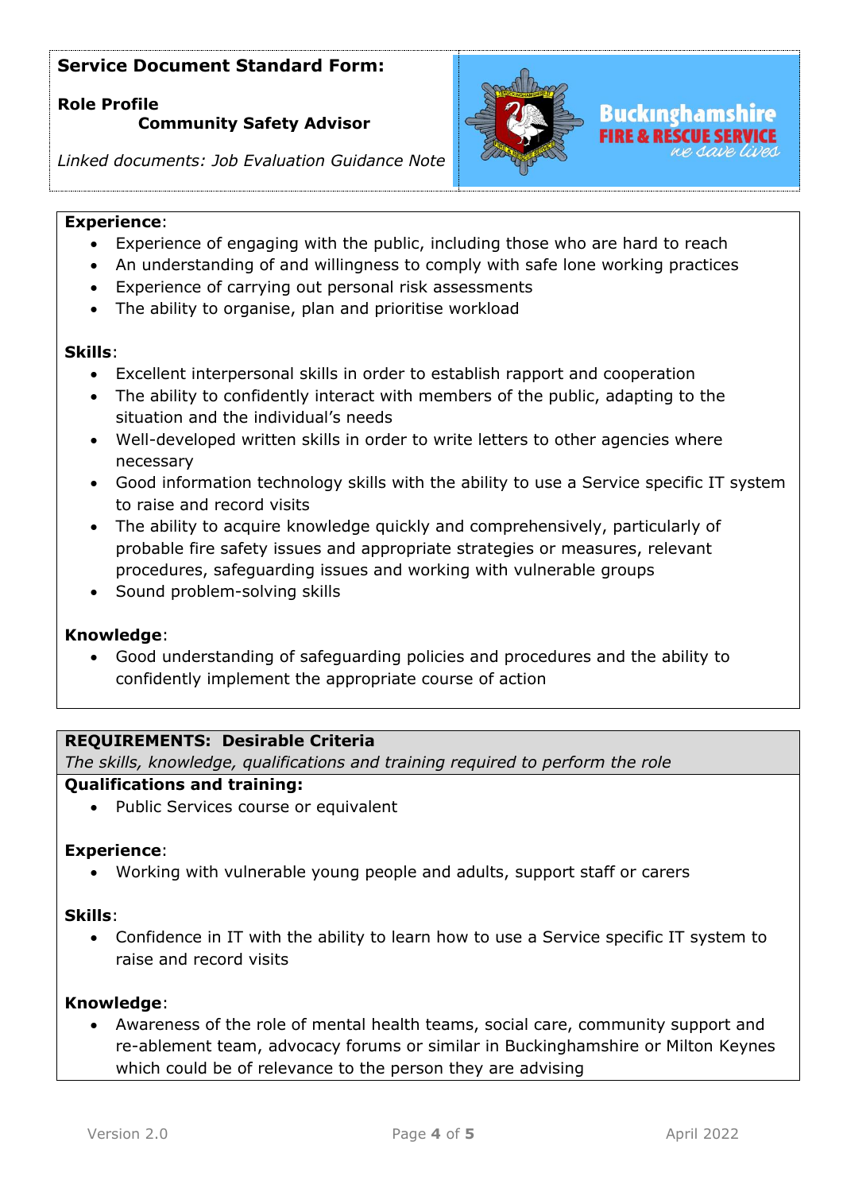**Service Document Standard Form:**

**Role Profile**
**Community Safety Advisor**

*Linked documents: Job Evaluation Guidance Note*

**Experience**:

- Experience of engaging with the public, including those who are hard to reach
- An understanding of and willingness to comply with safe lone working practices
- Experience of carrying out personal risk assessments
- The ability to organise, plan and prioritise workload

**Skills**:

- Excellent interpersonal skills in order to establish rapport and cooperation
- The ability to confidently interact with members of the public, adapting to the situation and the individual's needs
- Well-developed written skills in order to write letters to other agencies where necessary
- Good information technology skills with the ability to use a Service specific IT system to raise and record visits
- The ability to acquire knowledge quickly and comprehensively, particularly of probable fire safety issues and appropriate strategies or measures, relevant procedures, safeguarding issues and working with vulnerable groups
- Sound problem-solving skills

**Knowledge**:

- Good understanding of safeguarding policies and procedures and the ability to confidently implement the appropriate course of action

**REQUIREMENTS: Desirable Criteria**

*The skills, knowledge, qualifications and training required to perform the role*

**Qualifications and training:**

- Public Services course or equivalent

**Experience**:

- Working with vulnerable young people and adults, support staff or carers

**Skills**:

- Confidence in IT with the ability to learn how to use a Service specific IT system to raise and record visits

**Knowledge**:

- Awareness of the role of mental health teams, social care, community support and re-ablement team, advocacy forums or similar in Buckinghamshire or Milton Keynes which could be of relevance to the person they are advising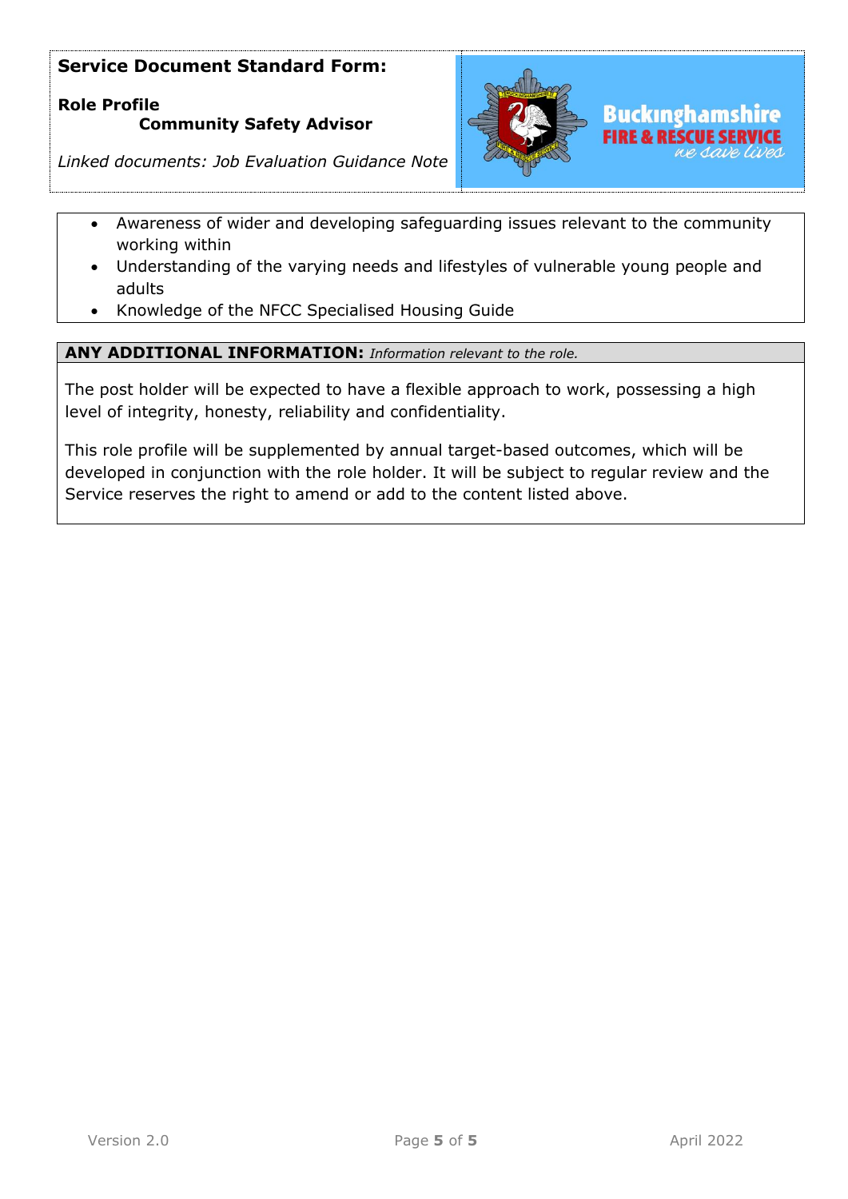**Service Document Standard Form:**

**Role Profile**
**Community Safety Advisor**

*Linked documents: Job Evaluation Guidance Note*

- Awareness of wider and developing safeguarding issues relevant to the community working within
- Understanding of the varying needs and lifestyles of vulnerable young people and adults
- Knowledge of the NFCC Specialised Housing Guide

**ANY ADDITIONAL INFORMATION:** *Information relevant to the role.*

The post holder will be expected to have a flexible approach to work, possessing a high level of integrity, honesty, reliability and confidentiality.

This role profile will be supplemented by annual target-based outcomes, which will be developed in conjunction with the role holder. It will be subject to regular review and the Service reserves the right to amend or add to the content listed above.